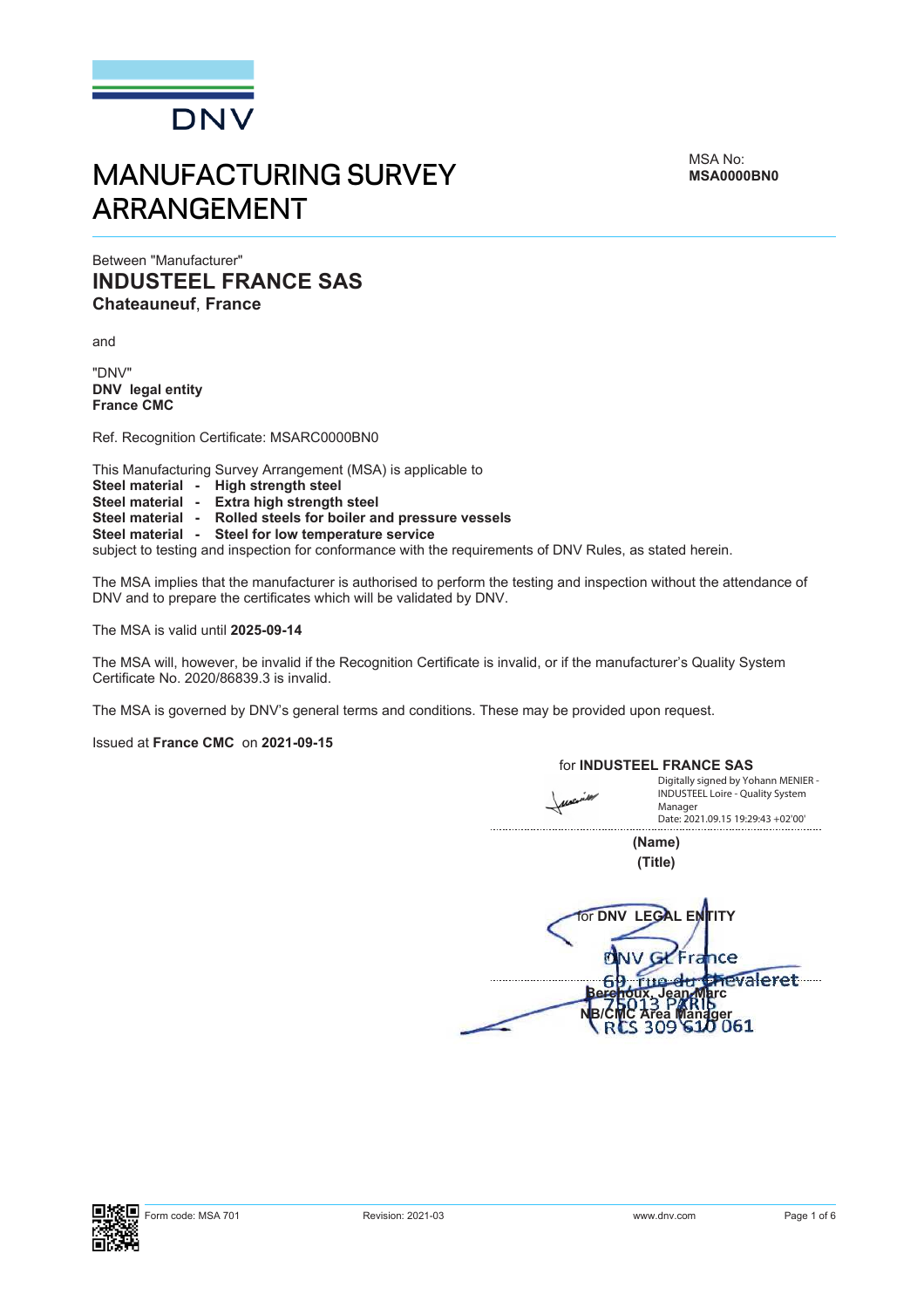DNV

# MANUFACTURING SURVEY ARRANGEMENT

MSA No:
**MSA0000BN0**

---

Between "Manufacturer"

## INDUSTEEL FRANCE SAS

### Chateauneuf, France

and

"DNV"
**DNV legal entity**
**France CMC**

Ref. Recognition Certificate: MSARC0000BN0

This Manufacturing Survey Arrangement (MSA) is applicable to
**Steel material - High strength steel**
**Steel material - Extra high strength steel**
**Steel material - Rolled steels for boiler and pressure vessels**
**Steel material - Steel for low temperature service**
subject to testing and inspection for conformance with the requirements of DNV Rules, as stated herein.

The MSA implies that the manufacturer is authorised to perform the testing and inspection without the attendance of DNV and to prepare the certificates which will be validated by DNV.

The MSA is valid until **2025-09-14**

The MSA will, however, be invalid if the Recognition Certificate is invalid, or if the manufacturer's Quality System Certificate No. 2020/86839.3 is invalid.

The MSA is governed by DNV's general terms and conditions. These may be provided upon request.

Issued at **France CMC** on **2021-09-15**

for **INDUSTEEL FRANCE SAS**

Digitally signed by Yohann MENIER - INDUSTEEL Loire - Quality System Manager
Date: 2021.09.15 19:29:43 +02'00'

**(Name)**
**(Title)**

for **DNV LEGAL ENTITY**

DNV GL France
60, rue du Chevaleret
75013 PARIS
RCS 309 610 061

**Berehoux, Jean-Marc**
**NB/CMC Area Manager**

Form code: MSA 701 Revision: 2021-03 www.dnv.com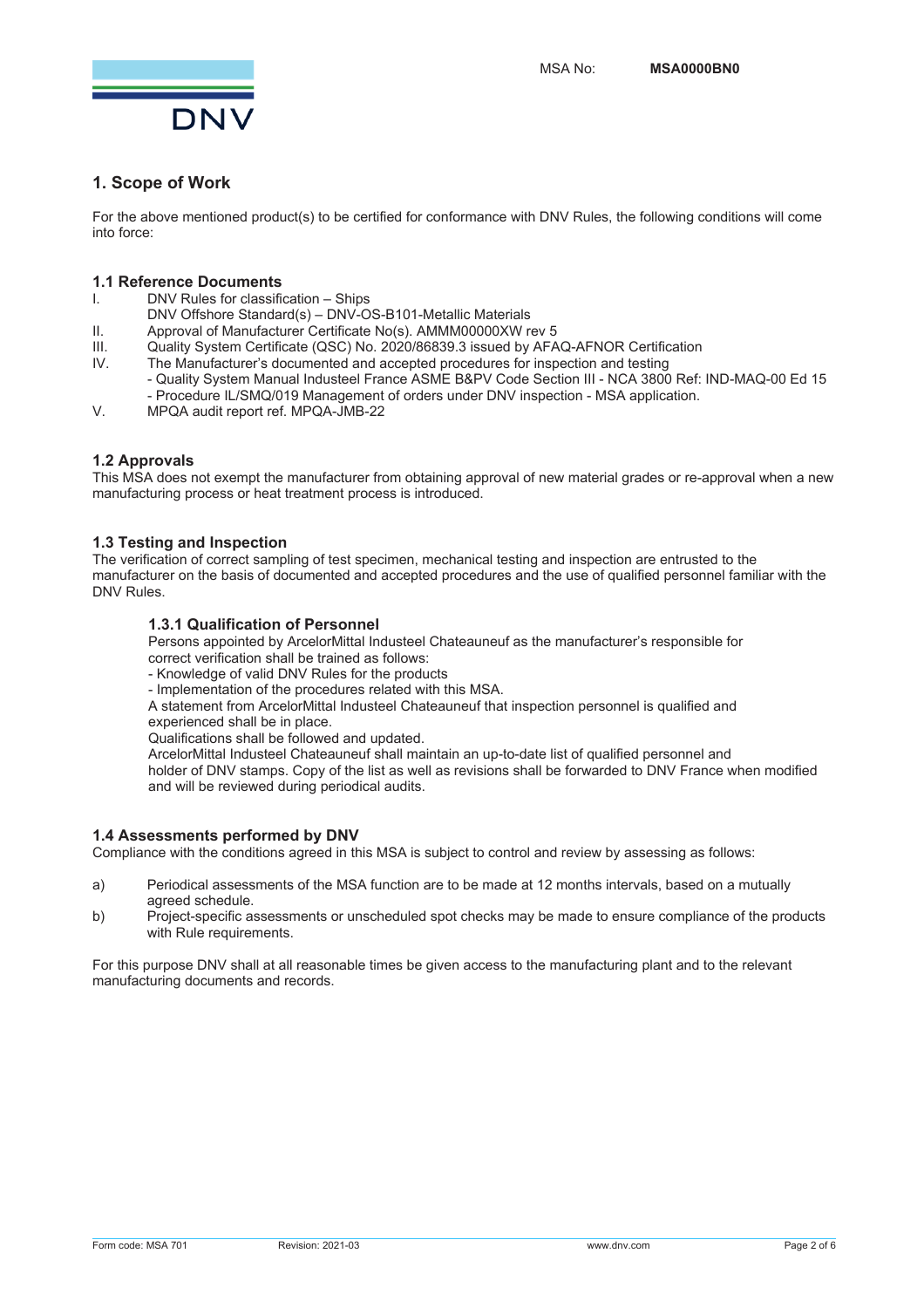MSA No: **MSA0000BN0**

## 1. Scope of Work

For the above mentioned product(s) to be certified for conformance with DNV Rules, the following conditions will come into force:

### 1.1 Reference Documents

I. DNV Rules for classification – Ships
DNV Offshore Standard(s) – DNV-OS-B101-Metallic Materials

II. Approval of Manufacturer Certificate No(s). AMMM00000XW rev 5

III. Quality System Certificate (QSC) No. 2020/86839.3 issued by AFAQ-AFNOR Certification

IV. The Manufacturer's documented and accepted procedures for inspection and testing
- Quality System Manual Industeel France ASME B&PV Code Section III - NCA 3800 Ref: IND-MAQ-00 Ed 15
- Procedure IL/SMQ/019 Management of orders under DNV inspection - MSA application.

V. MPQA audit report ref. MPQA-JMB-22

### 1.2 Approvals

This MSA does not exempt the manufacturer from obtaining approval of new material grades or re-approval when a new manufacturing process or heat treatment process is introduced.

### 1.3 Testing and Inspection

The verification of correct sampling of test specimen, mechanical testing and inspection are entrusted to the manufacturer on the basis of documented and accepted procedures and the use of qualified personnel familiar with the DNV Rules.

#### 1.3.1 Qualification of Personnel

Persons appointed by ArcelorMittal Industeel Chateauneuf as the manufacturer's responsible for correct verification shall be trained as follows:
- Knowledge of valid DNV Rules for the products
- Implementation of the procedures related with this MSA.

A statement from ArcelorMittal Industeel Chateauneuf that inspection personnel is qualified and experienced shall be in place.
Qualifications shall be followed and updated.
ArcelorMittal Industeel Chateauneuf shall maintain an up-to-date list of qualified personnel and holder of DNV stamps. Copy of the list as well as revisions shall be forwarded to DNV France when modified and will be reviewed during periodical audits.

### 1.4 Assessments performed by DNV

Compliance with the conditions agreed in this MSA is subject to control and review by assessing as follows:

a) Periodical assessments of the MSA function are to be made at 12 months intervals, based on a mutually agreed schedule.

b) Project-specific assessments or unscheduled spot checks may be made to ensure compliance of the products with Rule requirements.

For this purpose DNV shall at all reasonable times be given access to the manufacturing plant and to the relevant manufacturing documents and records.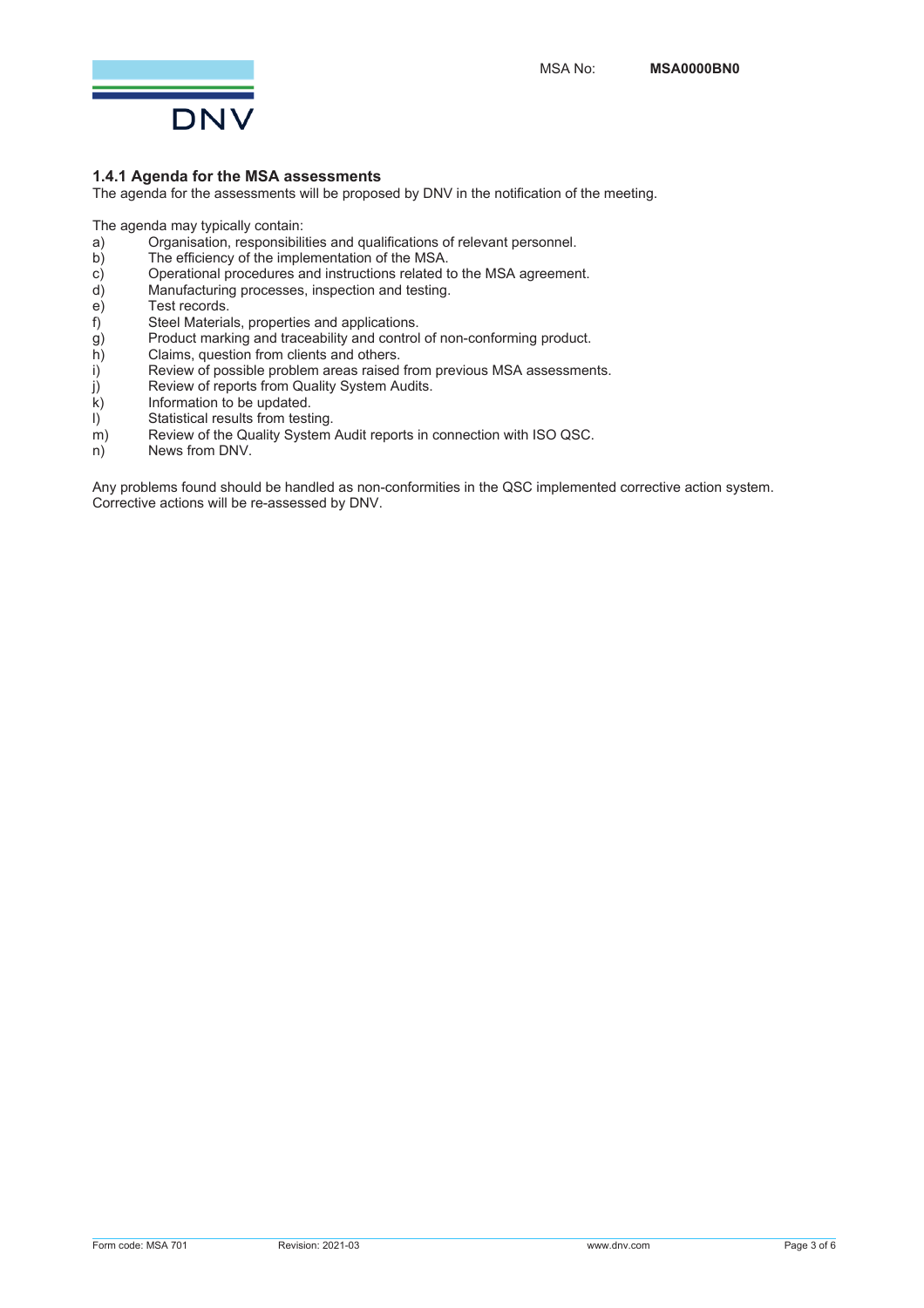### 1.4.1 Agenda for the MSA assessments

The agenda for the assessments will be proposed by DNV in the notification of the meeting.

The agenda may typically contain:

a) Organisation, responsibilities and qualifications of relevant personnel.
b) The efficiency of the implementation of the MSA.
c) Operational procedures and instructions related to the MSA agreement.
d) Manufacturing processes, inspection and testing.
e) Test records.
f) Steel Materials, properties and applications.
g) Product marking and traceability and control of non-conforming product.
h) Claims, question from clients and others.
i) Review of possible problem areas raised from previous MSA assessments.
j) Review of reports from Quality System Audits.
k) Information to be updated.
l) Statistical results from testing.
m) Review of the Quality System Audit reports in connection with ISO QSC.
n) News from DNV.

Any problems found should be handled as non-conformities in the QSC implemented corrective action system. Corrective actions will be re-assessed by DNV.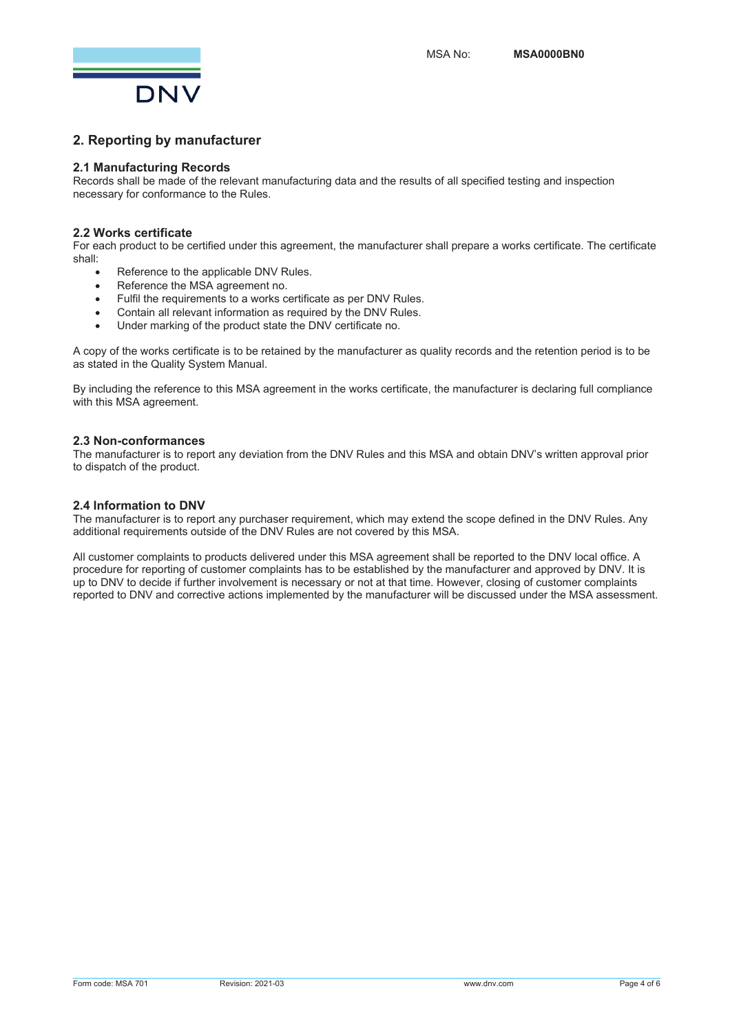## 2. Reporting by manufacturer

### 2.1 Manufacturing Records

Records shall be made of the relevant manufacturing data and the results of all specified testing and inspection necessary for conformance to the Rules.

### 2.2 Works certificate

For each product to be certified under this agreement, the manufacturer shall prepare a works certificate. The certificate shall:

- Reference to the applicable DNV Rules.
- Reference the MSA agreement no.
- Fulfil the requirements to a works certificate as per DNV Rules.
- Contain all relevant information as required by the DNV Rules.
- Under marking of the product state the DNV certificate no.

A copy of the works certificate is to be retained by the manufacturer as quality records and the retention period is to be as stated in the Quality System Manual.

By including the reference to this MSA agreement in the works certificate, the manufacturer is declaring full compliance with this MSA agreement.

### 2.3 Non-conformances

The manufacturer is to report any deviation from the DNV Rules and this MSA and obtain DNV's written approval prior to dispatch of the product.

### 2.4 Information to DNV

The manufacturer is to report any purchaser requirement, which may extend the scope defined in the DNV Rules. Any additional requirements outside of the DNV Rules are not covered by this MSA.

All customer complaints to products delivered under this MSA agreement shall be reported to the DNV local office. A procedure for reporting of customer complaints has to be established by the manufacturer and approved by DNV. It is up to DNV to decide if further involvement is necessary or not at that time. However, closing of customer complaints reported to DNV and corrective actions implemented by the manufacturer will be discussed under the MSA assessment.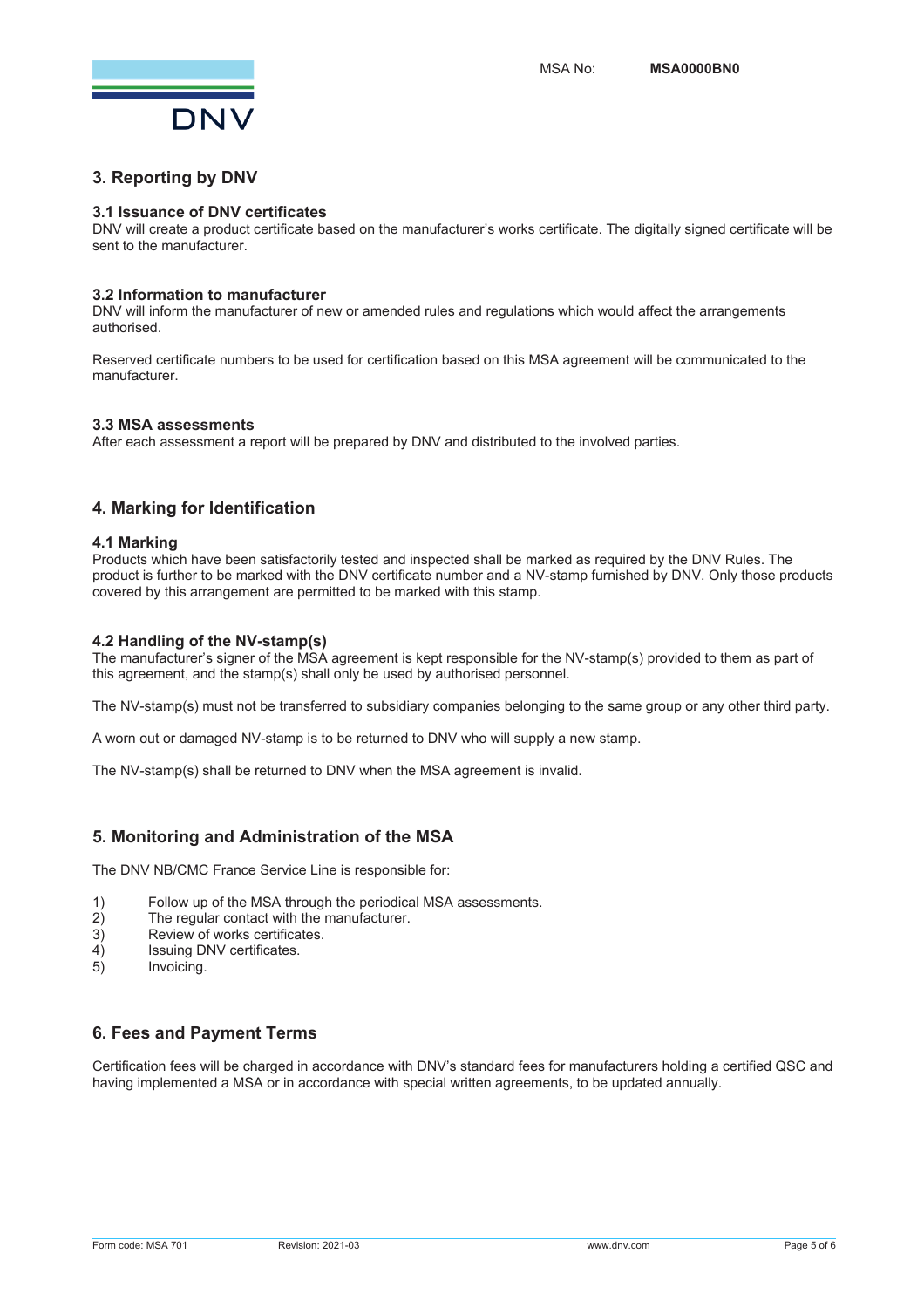## 3. Reporting by DNV

### 3.1 Issuance of DNV certificates

DNV will create a product certificate based on the manufacturer's works certificate. The digitally signed certificate will be sent to the manufacturer.

### 3.2 Information to manufacturer

DNV will inform the manufacturer of new or amended rules and regulations which would affect the arrangements authorised.

Reserved certificate numbers to be used for certification based on this MSA agreement will be communicated to the manufacturer.

### 3.3 MSA assessments

After each assessment a report will be prepared by DNV and distributed to the involved parties.

## 4. Marking for Identification

### 4.1 Marking

Products which have been satisfactorily tested and inspected shall be marked as required by the DNV Rules. The product is further to be marked with the DNV certificate number and a NV-stamp furnished by DNV. Only those products covered by this arrangement are permitted to be marked with this stamp.

### 4.2 Handling of the NV-stamp(s)

The manufacturer's signer of the MSA agreement is kept responsible for the NV-stamp(s) provided to them as part of this agreement, and the stamp(s) shall only be used by authorised personnel.

The NV-stamp(s) must not be transferred to subsidiary companies belonging to the same group or any other third party.

A worn out or damaged NV-stamp is to be returned to DNV who will supply a new stamp.

The NV-stamp(s) shall be returned to DNV when the MSA agreement is invalid.

## 5. Monitoring and Administration of the MSA

The DNV NB/CMC France Service Line is responsible for:

1) Follow up of the MSA through the periodical MSA assessments.
2) The regular contact with the manufacturer.
3) Review of works certificates.
4) Issuing DNV certificates.
5) Invoicing.

## 6. Fees and Payment Terms

Certification fees will be charged in accordance with DNV's standard fees for manufacturers holding a certified QSC and having implemented a MSA or in accordance with special written agreements, to be updated annually.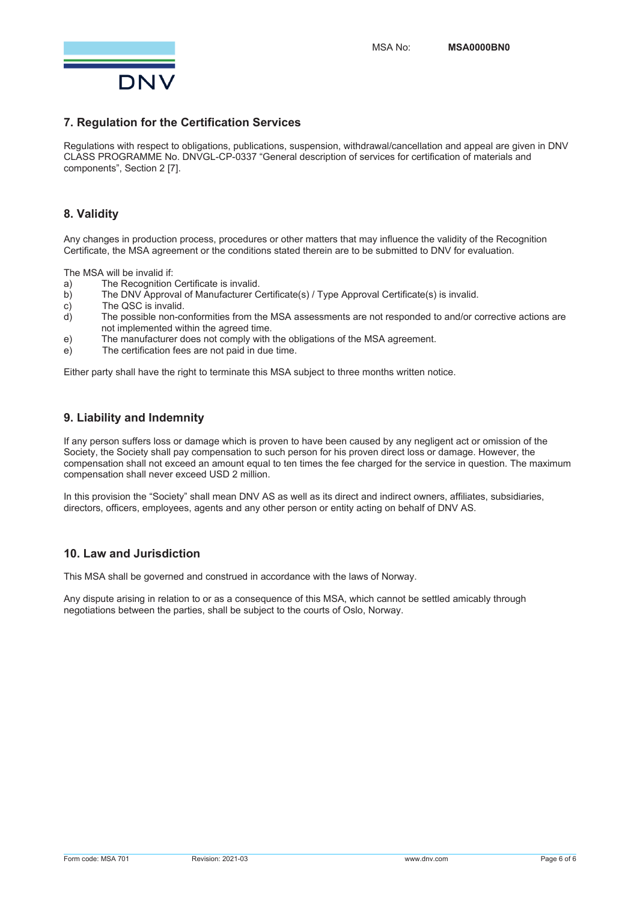## 7. Regulation for the Certification Services

Regulations with respect to obligations, publications, suspension, withdrawal/cancellation and appeal are given in DNV CLASS PROGRAMME No. DNVGL-CP-0337 "General description of services for certification of materials and components", Section 2 [7].

## 8. Validity

Any changes in production process, procedures or other matters that may influence the validity of the Recognition Certificate, the MSA agreement or the conditions stated therein are to be submitted to DNV for evaluation.

The MSA will be invalid if:

a) The Recognition Certificate is invalid.
b) The DNV Approval of Manufacturer Certificate(s) / Type Approval Certificate(s) is invalid.
c) The QSC is invalid.
d) The possible non-conformities from the MSA assessments are not responded to and/or corrective actions are not implemented within the agreed time.
e) The manufacturer does not comply with the obligations of the MSA agreement.
e) The certification fees are not paid in due time.

Either party shall have the right to terminate this MSA subject to three months written notice.

## 9. Liability and Indemnity

If any person suffers loss or damage which is proven to have been caused by any negligent act or omission of the Society, the Society shall pay compensation to such person for his proven direct loss or damage. However, the compensation shall not exceed an amount equal to ten times the fee charged for the service in question. The maximum compensation shall never exceed USD 2 million.

In this provision the "Society" shall mean DNV AS as well as its direct and indirect owners, affiliates, subsidiaries, directors, officers, employees, agents and any other person or entity acting on behalf of DNV AS.

## 10. Law and Jurisdiction

This MSA shall be governed and construed in accordance with the laws of Norway.

Any dispute arising in relation to or as a consequence of this MSA, which cannot be settled amicably through negotiations between the parties, shall be subject to the courts of Oslo, Norway.